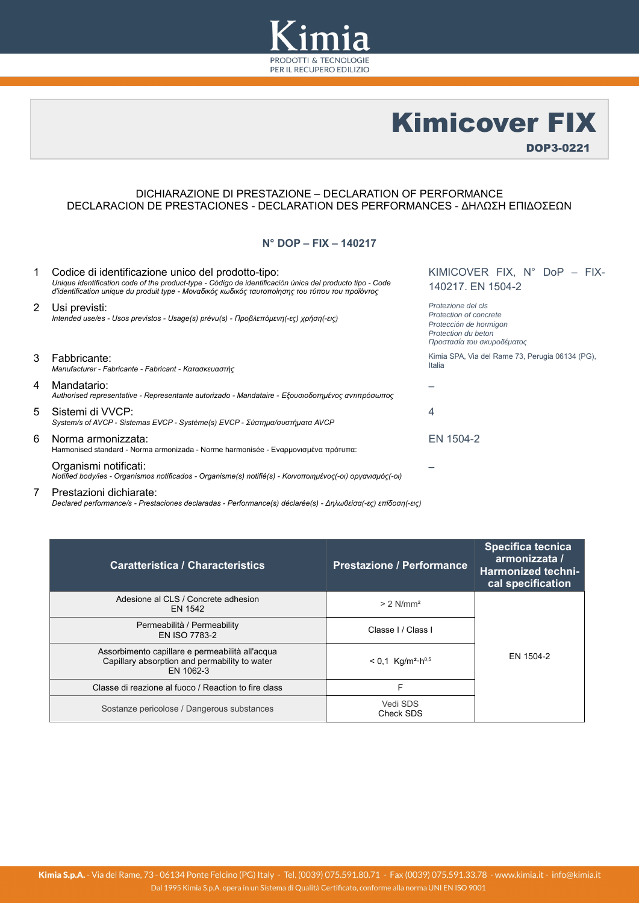# Kimicover FIX

**DOP3-0221**

DICHIARAZIONE DI PRESTAZIONE – DECLARATION OF PERFORMANCE
DECLARACION DE PRESTACIONES - DECLARATION DES PERFORMANCES - ΔΗΛΩΣΗ ΕΠΙΔΟΣΕΩΝ

**N° DOP – FIX – 140217**

1. Codice di identificazione unico del prodotto-tipo:
*Unique identification code of the product-type - Código de identificación única del producto tipo - Code d'identification unique du produit type - Μοναδικός κωδικός ταυτοποίησης του τύπου του προϊόντος*
KIMICOVER FIX, N° DoP – FIX-140217. EN 1504-2

2. Usi previsti:
*Intended use/es - Usos previstos - Usage(s) prévu(s) - Προβλεπόμενη(-ες) χρήση(-εις)*
*Protezione del cls*
*Protection of concrete*
*Protección de hormigon*
*Protection du beton*
*Προστασία του σκυροδέματος*

3. Fabbricante:
*Manufacturer - Fabricante - Fabricant - Κατασκευαστής*
Kimia SPA, Via del Rame 73, Perugia 06134 (PG), Italia

4. Mandatario:
*Authorised representative - Representante autorizado - Mandataire - Εξουσιοδοτημένος αντιπρόσωπος*
–

5. Sistemi di VVCP:
*System/s of AVCP - Sistemas EVCP - Système(s) EVCP - Σύστημα/συστήματα AVCP*
4

6. Norma armonizzata:
Harmonised standard - Norma armonizada - Norme harmonisée - Εναρμονισμένα πρότυπα:
EN 1504-2

Organismi notificati:
*Notified body/ies - Organismos notificados - Organisme(s) notifié(s) - Κοινοποιημένος(-οι) οργανισμός(-οι)*
–

7. Prestazioni dichiarate:
*Declared performance/s - Prestaciones declaradas - Performance(s) déclarée(s) - Δηλωθείσα(-ες) επίδοση(-εις)*

| Caratteristica / Characteristics | Prestazione / Performance | Specifica tecnica armonizzata / Harmonized technical specification |
|---|---|---|
| Adesione al CLS / Concrete adhesion EN 1542 | > 2 N/mm² | EN 1504-2 |
| Permeabilità / Permeability EN ISO 7783-2 | Classe I / Class I | |
| Assorbimento capillare e permeabilità all'acqua Capillary absorption and permability to water EN 1062-3 | < 0,1 $Kg/m^2 \cdot h^{0,5}$ | |
| Classe di reazione al fuoco / Reaction to fire class | F | |
| Sostanze pericolose / Dangerous substances | Vedi SDS Check SDS | |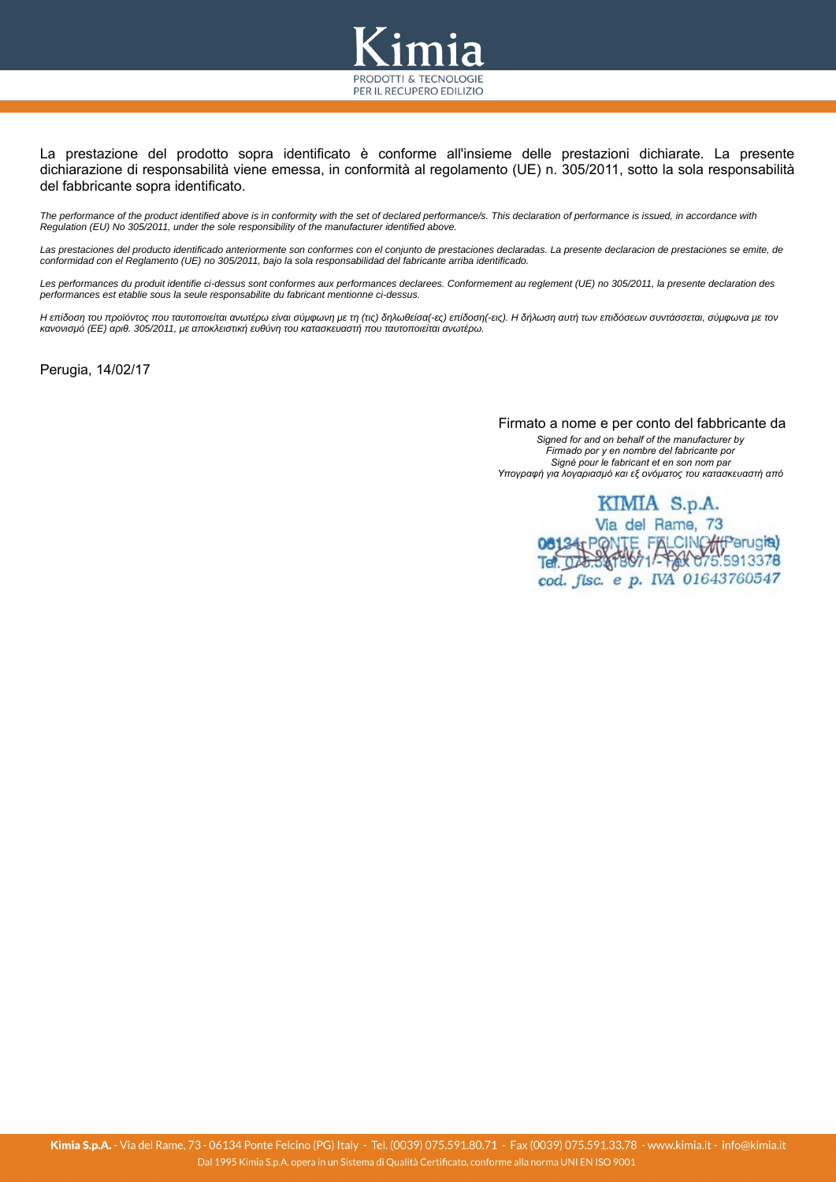La prestazione del prodotto sopra identificato è conforme all'insieme delle prestazioni dichiarate. La presente dichiarazione di responsabilità viene emessa, in conformità al regolamento (UE) n. 305/2011, sotto la sola responsabilità del fabbricante sopra identificato.

*The performance of the product identified above is in conformity with the set of declared performance/s. This declaration of performance is issued, in accordance with Regulation (EU) No 305/2011, under the sole responsibility of the manufacturer identified above.*

*Las prestaciones del producto identificado anteriormente son conformes con el conjunto de prestaciones declaradas. La presente declaracion de prestaciones se emite, de conformidad con el Reglamento (UE) no 305/2011, bajo la sola responsabilidad del fabricante arriba identificado.*

*Les performances du produit identifie ci-dessus sont conformes aux performances declarees. Conformement au reglement (UE) no 305/2011, la presente declaration des performances est etablie sous la seule responsabilite du fabricant mentionne ci-dessus.*

*Η επίδοση του προϊόντος που ταυτοποιείται ανωτέρω είναι σύμφωνη με τη (τις) δηλωθείσα(-ες) επίδοση(-εις). Η δήλωση αυτή των επιδόσεων συντάσσεται, σύμφωνα με τον κανονισμό (ΕΕ) αριθ. 305/2011, με αποκλειστική ευθύνη του κατασκευαστή που ταυτοποιείται ανωτέρω.*

Perugia, 14/02/17

Firmato a nome e per conto del fabbricante da

*Signed for and on behalf of the manufacturer by*
*Firmado por y en nombre del fabricante por*
*Signé pour le fabricant et en son nom par*
*Υπογραφή για λογαριασμό και εξ ονόματος του κατασκευαστή από*

KIMIA S.p.A.
Via del Rame, 73
06134 PONTE FELCINO (Perugia)
Tel. 075.5918071 - Fax 075.5913378
cod. fisc. e p. IVA 01643760547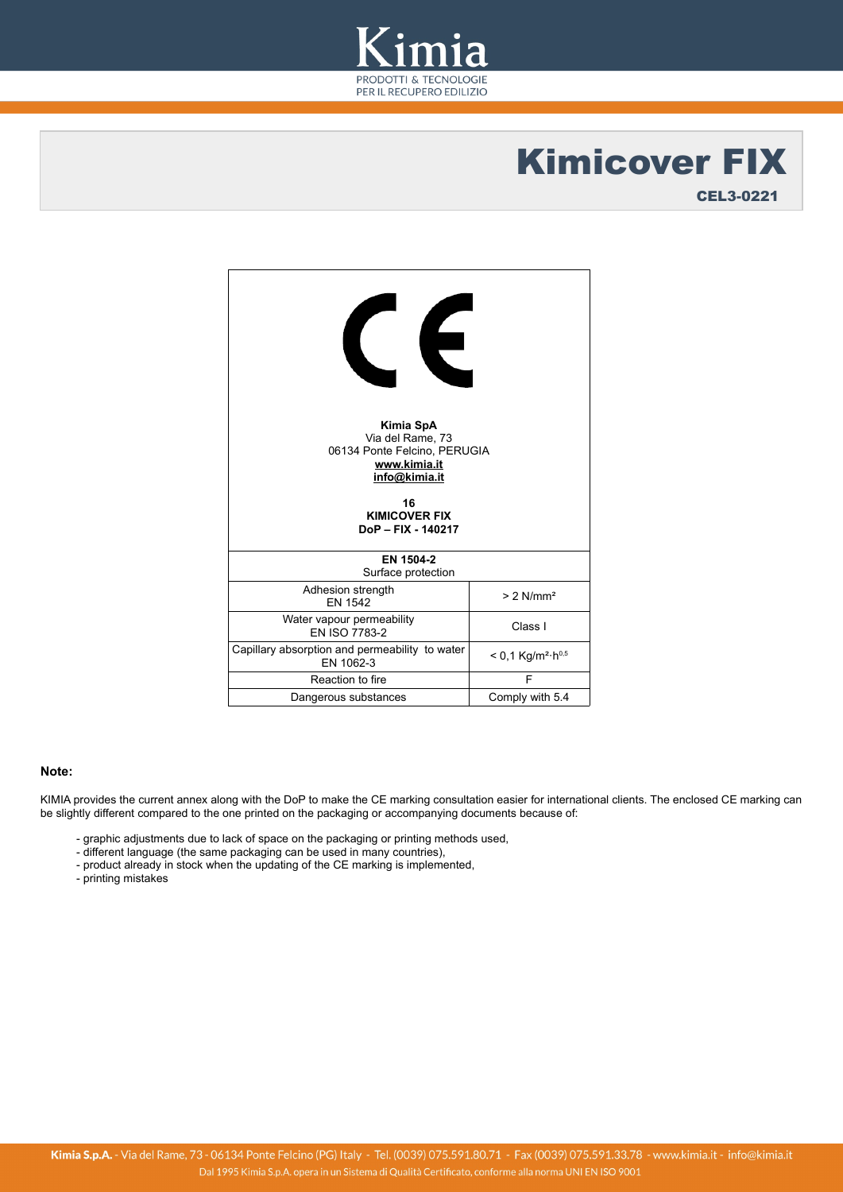# Kimicover FIX

**CEL3-0221**

CE

**Kimia SpA**
Via del Rame, 73
06134 Ponte Felcino, PERUGIA
**www.kimia.it**
**info@kimia.it**

**16**
**KIMICOVER FIX**
**DoP – FIX - 140217**

| **EN 1504-2** Surface protection | |
|---|---|
| Adhesion strength EN 1542 | > 2 N/mm² |
| Water vapour permeability EN ISO 7783-2 | Class I |
| Capillary absorption and permeability to water EN 1062-3 | < 0,1 Kg/m²·$h^{0,5}$ |
| Reaction to fire | F |
| Dangerous substances | Comply with 5.4 |

**Note:**

KIMIA provides the current annex along with the DoP to make the CE marking consultation easier for international clients. The enclosed CE marking can be slightly different compared to the one printed on the packaging or accompanying documents because of:

- graphic adjustments due to lack of space on the packaging or printing methods used,
- different language (the same packaging can be used in many countries),
- product already in stock when the updating of the CE marking is implemented,
- printing mistakes